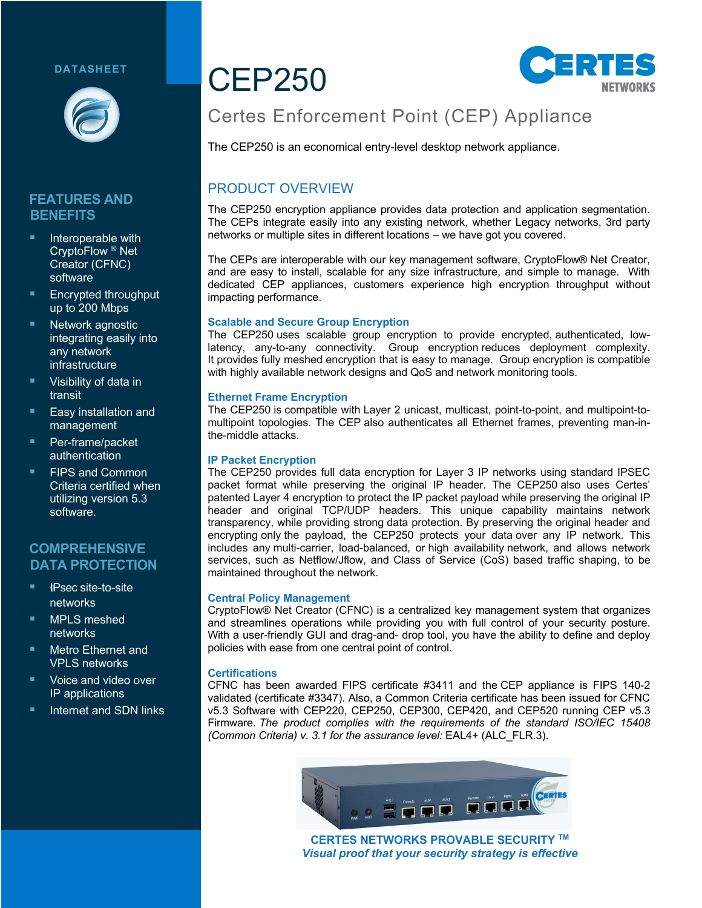DATASHEET

# CEP250

## Certes Enforcement Point (CEP) Appliance

The CEP250 is an economical entry-level desktop network appliance.

## FEATURES AND BENEFITS

- Interoperable with CryptoFlow ® Net Creator (CFNC) software
- Encrypted throughput up to 200 Mbps
- Network agnostic integrating easily into any network infrastructure
- Visibility of data in transit
- Easy installation and management
- Per-frame/packet authentication
- FIPS and Common Criteria certified when utilizing version 5.3 software.

## COMPREHENSIVE DATA PROTECTION

- IPsec site-to-site networks
- MPLS meshed networks
- Metro Ethernet and VPLS networks
- Voice and video over IP applications
- Internet and SDN links

## PRODUCT OVERVIEW

The CEP250 encryption appliance provides data protection and application segmentation. The CEPs integrate easily into any existing network, whether Legacy networks, 3rd party networks or multiple sites in different locations – we have got you covered.

The CEPs are interoperable with our key management software, CryptoFlow® Net Creator, and are easy to install, scalable for any size infrastructure, and simple to manage. With dedicated CEP appliances, customers experience high encryption throughput without impacting performance.

### Scalable and Secure Group Encryption

The CEP250 uses scalable group encryption to provide encrypted, authenticated, low-latency, any-to-any connectivity. Group encryption reduces deployment complexity. It provides fully meshed encryption that is easy to manage. Group encryption is compatible with highly available network designs and QoS and network monitoring tools.

### Ethernet Frame Encryption

The CEP250 is compatible with Layer 2 unicast, multicast, point-to-point, and multipoint-to-multipoint topologies. The CEP also authenticates all Ethernet frames, preventing man-in-the-middle attacks.

### IP Packet Encryption

The CEP250 provides full data encryption for Layer 3 IP networks using standard IPSEC packet format while preserving the original IP header. The CEP250 also uses Certes' patented Layer 4 encryption to protect the IP packet payload while preserving the original IP header and original TCP/UDP headers. This unique capability maintains network transparency, while providing strong data protection. By preserving the original header and encrypting only the payload, the CEP250 protects your data over any IP network. This includes any multi-carrier, load-balanced, or high availability network, and allows network services, such as Netflow/Jflow, and Class of Service (CoS) based traffic shaping, to be maintained throughout the network.

### Central Policy Management

CryptoFlow® Net Creator (CFNC) is a centralized key management system that organizes and streamlines operations while providing you with full control of your security posture. With a user-friendly GUI and drag-and- drop tool, you have the ability to define and deploy policies with ease from one central point of control.

### Certifications

CFNC has been awarded FIPS certificate #3411 and the CEP appliance is FIPS 140-2 validated (certificate #3347). Also, a Common Criteria certificate has been issued for CFNC v5.3 Software with CEP220, CEP250, CEP300, CEP420, and CEP520 running CEP v5.3 Firmware. *The product complies with the requirements of the standard ISO/IEC 15408 (Common Criteria) v. 3.1 for the assurance level:* EAL4+ (ALC_FLR.3).

**CERTES NETWORKS PROVABLE SECURITY ™**

***Visual proof that your security strategy is effective***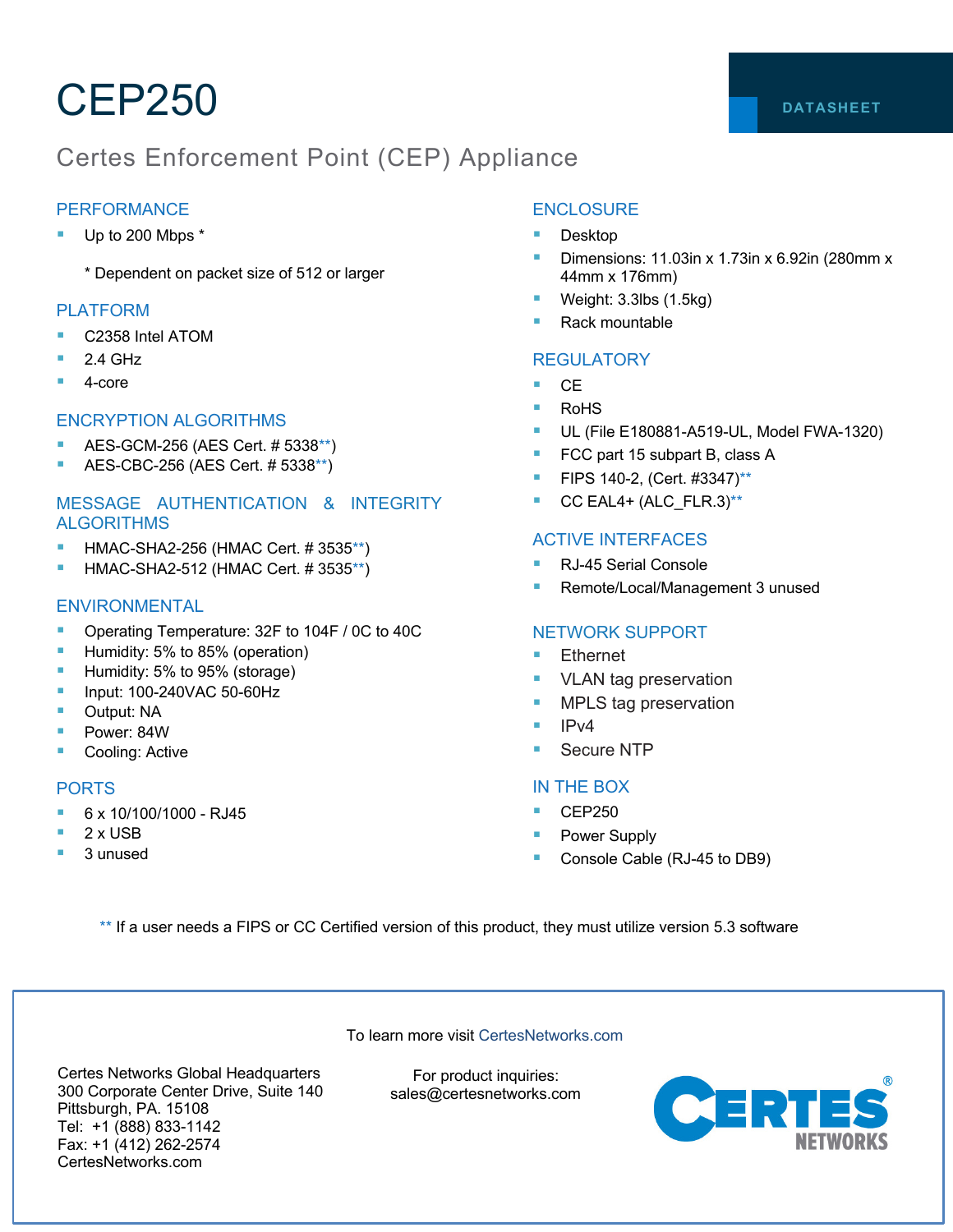# CEP250

DATASHEET

## Certes Enforcement Point (CEP) Appliance

### PERFORMANCE

- Up to 200 Mbps *

  * Dependent on packet size of 512 or larger

### PLATFORM

- C2358 Intel ATOM
- 2.4 GHz
- 4-core

### ENCRYPTION ALGORITHMS

- AES-GCM-256 (AES Cert. # 5338**)
- AES-CBC-256 (AES Cert. # 5338**)

### MESSAGE AUTHENTICATION & INTEGRITY ALGORITHMS

- HMAC-SHA2-256 (HMAC Cert. # 3535**)
- HMAC-SHA2-512 (HMAC Cert. # 3535**)

### ENVIRONMENTAL

- Operating Temperature: 32F to 104F / 0C to 40C
- Humidity: 5% to 85% (operation)
- Humidity: 5% to 95% (storage)
- Input: 100-240VAC 50-60Hz
- Output: NA
- Power: 84W
- Cooling: Active

### PORTS

- 6 x 10/100/1000 - RJ45
- 2 x USB
- 3 unused

### ENCLOSURE

- Desktop
- Dimensions: 11.03in x 1.73in x 6.92in (280mm x 44mm x 176mm)
- Weight: 3.3lbs (1.5kg)
- Rack mountable

### REGULATORY

- CE
- RoHS
- UL (File E180881-A519-UL, Model FWA-1320)
- FCC part 15 subpart B, class A
- FIPS 140-2, (Cert. #3347)**
- CC EAL4+ (ALC_FLR.3)**

### ACTIVE INTERFACES

- RJ-45 Serial Console
- Remote/Local/Management 3 unused

### NETWORK SUPPORT

- Ethernet
- VLAN tag preservation
- MPLS tag preservation
- IPv4
- Secure NTP

### IN THE BOX

- CEP250
- Power Supply
- Console Cable (RJ-45 to DB9)

** If a user needs a FIPS or CC Certified version of this product, they must utilize version 5.3 software

---

To learn more visit CertesNetworks.com

Certes Networks Global Headquarters
300 Corporate Center Drive, Suite 140
Pittsburgh, PA. 15108
Tel: +1 (888) 833-1142
Fax: +1 (412) 262-2574
CertesNetworks.com

For product inquiries:
sales@certesnetworks.com

CERTES® NETWORKS